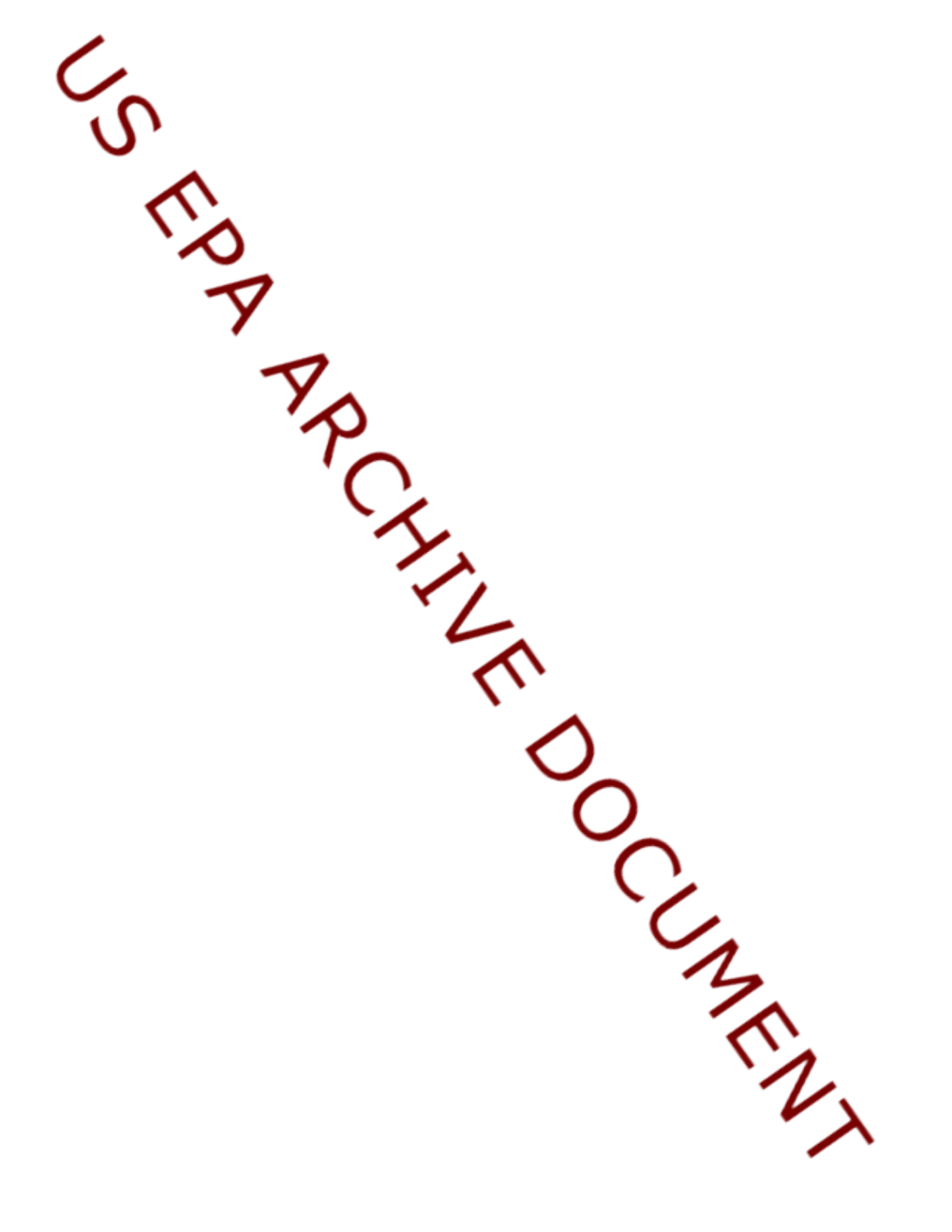US EPA ARCHIVE DOCUMENT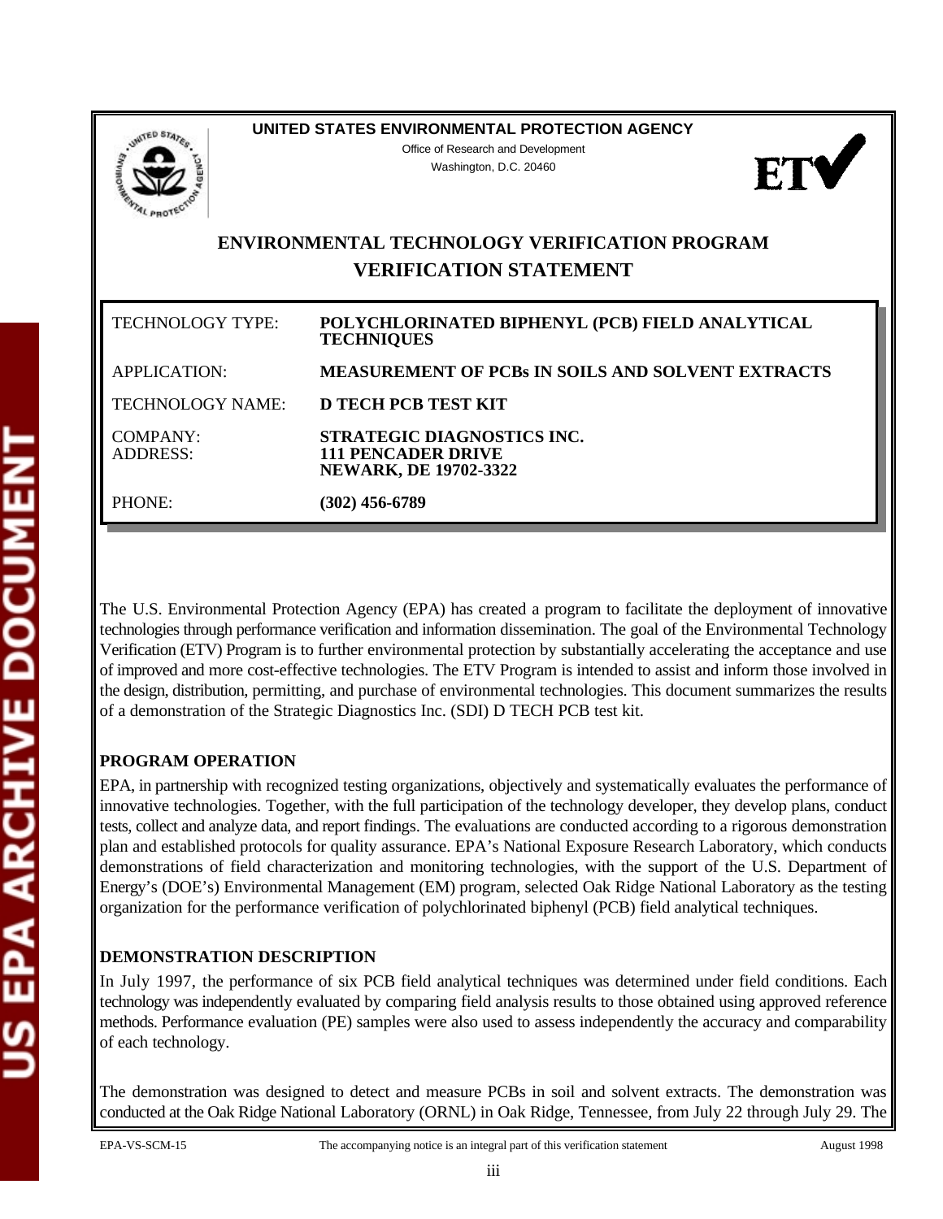UNITED STATES ENVIRONMENTAL PROTECTION AGENCY

Office of Research and Development

Washington, D.C. 20460

# ENVIRONMENTAL TECHNOLOGY VERIFICATION PROGRAM

# VERIFICATION STATEMENT

| | |
|---|---|
| TECHNOLOGY TYPE: | **POLYCHLORINATED BIPHENYL (PCB) FIELD ANALYTICAL TECHNIQUES** |
| APPLICATION: | **MEASUREMENT OF PCBs IN SOILS AND SOLVENT EXTRACTS** |
| TECHNOLOGY NAME: | **D TECH PCB TEST KIT** |
| COMPANY: ADDRESS: | **STRATEGIC DIAGNOSTICS INC. 111 PENCADER DRIVE NEWARK, DE 19702-3322** |
| PHONE: | **(302) 456-6789** |

The U.S. Environmental Protection Agency (EPA) has created a program to facilitate the deployment of innovative technologies through performance verification and information dissemination. The goal of the Environmental Technology Verification (ETV) Program is to further environmental protection by substantially accelerating the acceptance and use of improved and more cost-effective technologies. The ETV Program is intended to assist and inform those involved in the design, distribution, permitting, and purchase of environmental technologies. This document summarizes the results of a demonstration of the Strategic Diagnostics Inc. (SDI) D TECH PCB test kit.

## PROGRAM OPERATION

EPA, in partnership with recognized testing organizations, objectively and systematically evaluates the performance of innovative technologies. Together, with the full participation of the technology developer, they develop plans, conduct tests, collect and analyze data, and report findings. The evaluations are conducted according to a rigorous demonstration plan and established protocols for quality assurance. EPA's National Exposure Research Laboratory, which conducts demonstrations of field characterization and monitoring technologies, with the support of the U.S. Department of Energy's (DOE's) Environmental Management (EM) program, selected Oak Ridge National Laboratory as the testing organization for the performance verification of polychlorinated biphenyl (PCB) field analytical techniques.

## DEMONSTRATION DESCRIPTION

In July 1997, the performance of six PCB field analytical techniques was determined under field conditions. Each technology was independently evaluated by comparing field analysis results to those obtained using approved reference methods. Performance evaluation (PE) samples were also used to assess independently the accuracy and comparability of each technology.

The demonstration was designed to detect and measure PCBs in soil and solvent extracts. The demonstration was conducted at the Oak Ridge National Laboratory (ORNL) in Oak Ridge, Tennessee, from July 22 through July 29. The

EPA-VS-SCM-15 The accompanying notice is an integral part of this verification statement August 1998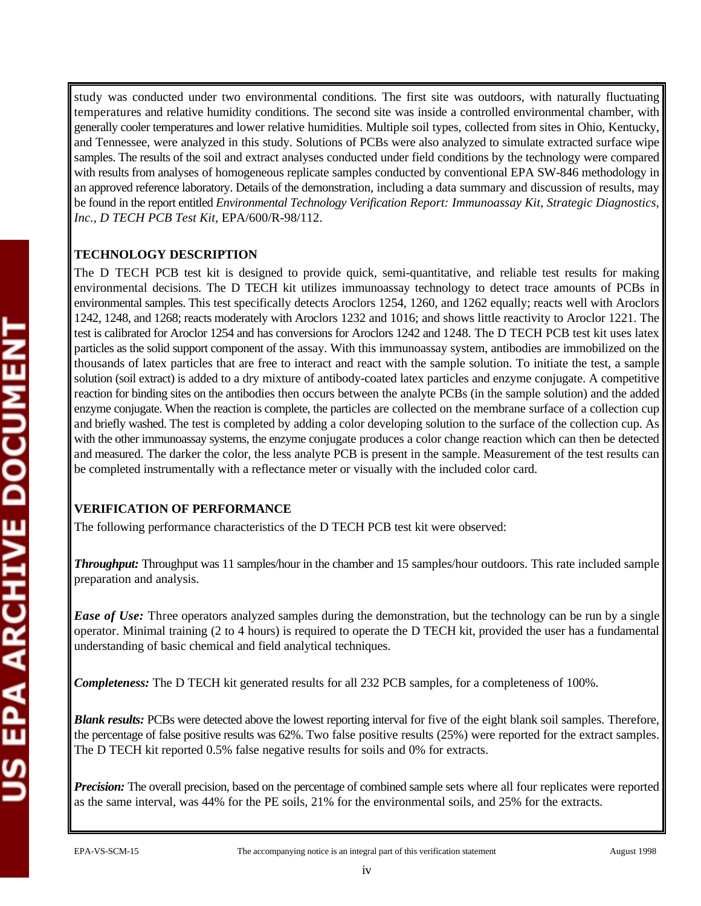study was conducted under two environmental conditions. The first site was outdoors, with naturally fluctuating temperatures and relative humidity conditions. The second site was inside a controlled environmental chamber, with generally cooler temperatures and lower relative humidities. Multiple soil types, collected from sites in Ohio, Kentucky, and Tennessee, were analyzed in this study. Solutions of PCBs were also analyzed to simulate extracted surface wipe samples. The results of the soil and extract analyses conducted under field conditions by the technology were compared with results from analyses of homogeneous replicate samples conducted by conventional EPA SW-846 methodology in an approved reference laboratory. Details of the demonstration, including a data summary and discussion of results, may be found in the report entitled *Environmental Technology Verification Report: Immunoassay Kit, Strategic Diagnostics, Inc., D TECH PCB Test Kit,* EPA/600/R-98/112.

**TECHNOLOGY DESCRIPTION**

The D TECH PCB test kit is designed to provide quick, semi-quantitative, and reliable test results for making environmental decisions. The D TECH kit utilizes immunoassay technology to detect trace amounts of PCBs in environmental samples. This test specifically detects Aroclors 1254, 1260, and 1262 equally; reacts well with Aroclors 1242, 1248, and 1268; reacts moderately with Aroclors 1232 and 1016; and shows little reactivity to Aroclor 1221. The test is calibrated for Aroclor 1254 and has conversions for Aroclors 1242 and 1248. The D TECH PCB test kit uses latex particles as the solid support component of the assay. With this immunoassay system, antibodies are immobilized on the thousands of latex particles that are free to interact and react with the sample solution. To initiate the test, a sample solution (soil extract) is added to a dry mixture of antibody-coated latex particles and enzyme conjugate. A competitive reaction for binding sites on the antibodies then occurs between the analyte PCBs (in the sample solution) and the added enzyme conjugate. When the reaction is complete, the particles are collected on the membrane surface of a collection cup and briefly washed. The test is completed by adding a color developing solution to the surface of the collection cup. As with the other immunoassay systems, the enzyme conjugate produces a color change reaction which can then be detected and measured. The darker the color, the less analyte PCB is present in the sample. Measurement of the test results can be completed instrumentally with a reflectance meter or visually with the included color card.

**VERIFICATION OF PERFORMANCE**

The following performance characteristics of the D TECH PCB test kit were observed:

***Throughput:*** Throughput was 11 samples/hour in the chamber and 15 samples/hour outdoors. This rate included sample preparation and analysis.

***Ease of Use:*** Three operators analyzed samples during the demonstration, but the technology can be run by a single operator. Minimal training (2 to 4 hours) is required to operate the D TECH kit, provided the user has a fundamental understanding of basic chemical and field analytical techniques.

***Completeness:*** The D TECH kit generated results for all 232 PCB samples, for a completeness of 100%.

***Blank results:*** PCBs were detected above the lowest reporting interval for five of the eight blank soil samples. Therefore, the percentage of false positive results was 62%. Two false positive results (25%) were reported for the extract samples. The D TECH kit reported 0.5% false negative results for soils and 0% for extracts.

***Precision:*** The overall precision, based on the percentage of combined sample sets where all four replicates were reported as the same interval, was 44% for the PE soils, 21% for the environmental soils, and 25% for the extracts.

EPA-VS-SCM-15 The accompanying notice is an integral part of this verification statement August 1998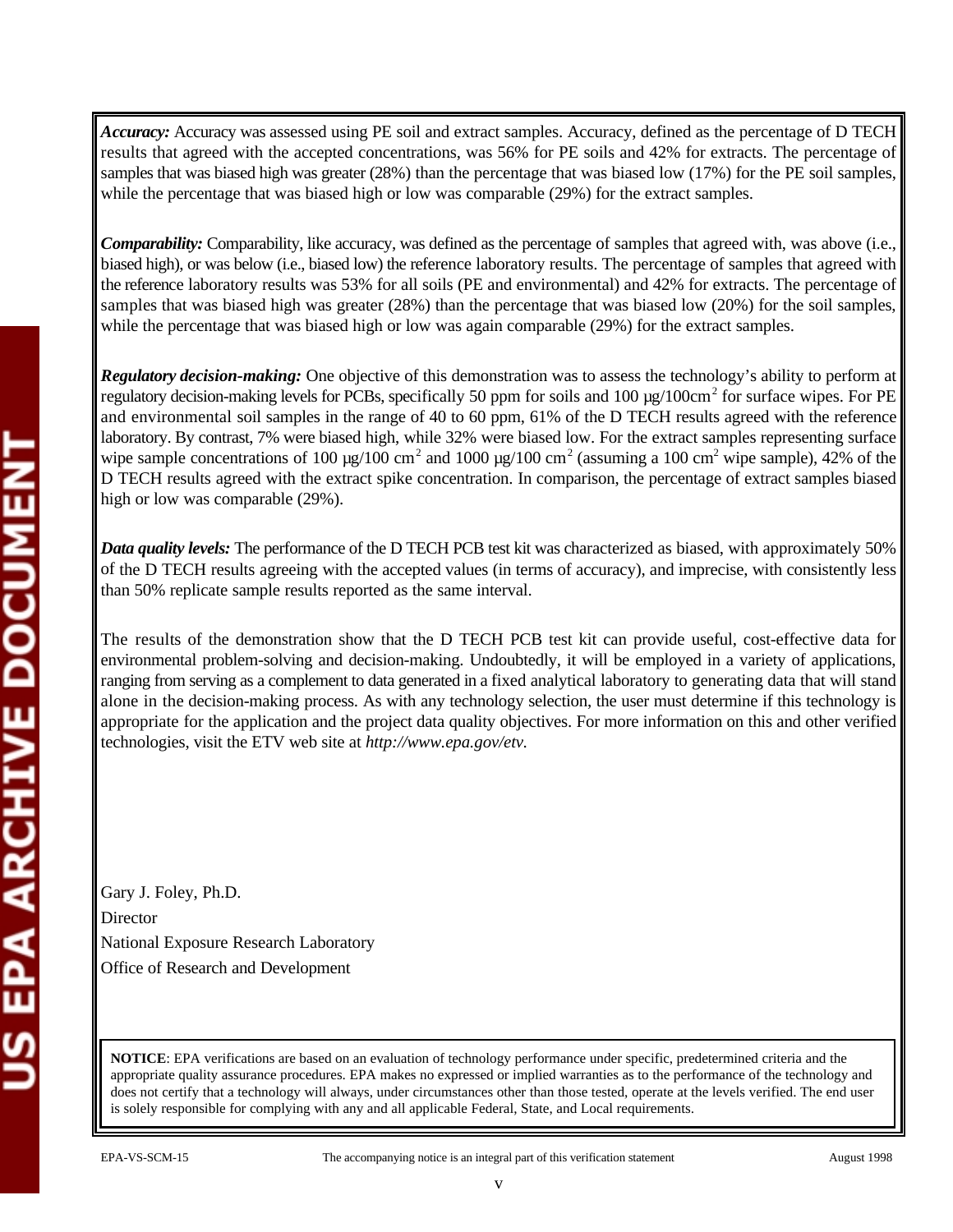***Accuracy:*** Accuracy was assessed using PE soil and extract samples. Accuracy, defined as the percentage of D TECH results that agreed with the accepted concentrations, was 56% for PE soils and 42% for extracts. The percentage of samples that was biased high was greater (28%) than the percentage that was biased low (17%) for the PE soil samples, while the percentage that was biased high or low was comparable (29%) for the extract samples.

***Comparability:*** Comparability, like accuracy, was defined as the percentage of samples that agreed with, was above (i.e., biased high), or was below (i.e., biased low) the reference laboratory results. The percentage of samples that agreed with the reference laboratory results was 53% for all soils (PE and environmental) and 42% for extracts. The percentage of samples that was biased high was greater (28%) than the percentage that was biased low (20%) for the soil samples, while the percentage that was biased high or low was again comparable (29%) for the extract samples.

***Regulatory decision-making:*** One objective of this demonstration was to assess the technology's ability to perform at regulatory decision-making levels for PCBs, specifically 50 ppm for soils and 100 µg/100cm$^2$ for surface wipes. For PE and environmental soil samples in the range of 40 to 60 ppm, 61% of the D TECH results agreed with the reference laboratory. By contrast, 7% were biased high, while 32% were biased low. For the extract samples representing surface wipe sample concentrations of 100 µg/100 cm$^2$ and 1000 µg/100 cm$^2$ (assuming a 100 cm$^2$ wipe sample), 42% of the D TECH results agreed with the extract spike concentration. In comparison, the percentage of extract samples biased high or low was comparable (29%).

***Data quality levels:*** The performance of the D TECH PCB test kit was characterized as biased, with approximately 50% of the D TECH results agreeing with the accepted values (in terms of accuracy), and imprecise, with consistently less than 50% replicate sample results reported as the same interval.

The results of the demonstration show that the D TECH PCB test kit can provide useful, cost-effective data for environmental problem-solving and decision-making. Undoubtedly, it will be employed in a variety of applications, ranging from serving as a complement to data generated in a fixed analytical laboratory to generating data that will stand alone in the decision-making process. As with any technology selection, the user must determine if this technology is appropriate for the application and the project data quality objectives. For more information on this and other verified technologies, visit the ETV web site at *http://www.epa.gov/etv*.

Gary J. Foley, Ph.D.
Director
National Exposure Research Laboratory
Office of Research and Development

**NOTICE**: EPA verifications are based on an evaluation of technology performance under specific, predetermined criteria and the appropriate quality assurance procedures. EPA makes no expressed or implied warranties as to the performance of the technology and does not certify that a technology will always, under circumstances other than those tested, operate at the levels verified. The end user is solely responsible for complying with any and all applicable Federal, State, and Local requirements.

EPA-VS-SCM-15 The accompanying notice is an integral part of this verification statement August 1998